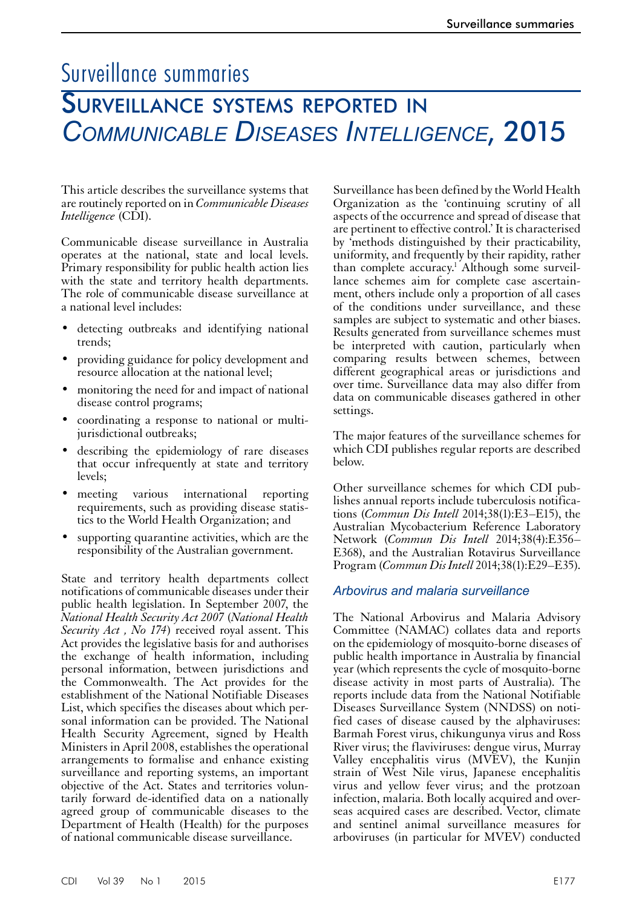# Surveillance summaries

## Surveillance systems reported in *Communicable Diseases Intelligence*, 2015

This article describes the surveillance systems that are routinely reported on in *Communicable Diseases Intelligence* (CDI).

Communicable disease surveillance in Australia operates at the national, state and local levels. Primary responsibility for public health action lies with the state and territory health departments. The role of communicable disease surveillance at a national level includes:

- detecting outbreaks and identifying national trends;
- providing guidance for policy development and resource allocation at the national level;
- monitoring the need for and impact of national disease control programs;
- coordinating a response to national or multi-jurisdictional outbreaks;
- describing the epidemiology of rare diseases that occur infrequently at state and territory levels;
- meeting various international reporting requirements, such as providing disease statistics to the World Health Organization; and
- supporting quarantine activities, which are the responsibility of the Australian government.

State and territory health departments collect notifications of communicable diseases under their public health legislation. In September 2007, the *National Health Security Act 2007* (*National Health Security Act , No 174*) received royal assent. This Act provides the legislative basis for and authorises the exchange of health information, including personal information, between jurisdictions and the Commonwealth. The Act provides for the establishment of the National Notifiable Diseases List, which specifies the diseases about which personal information can be provided. The National Health Security Agreement, signed by Health Ministers in April 2008, establishes the operational arrangements to formalise and enhance existing surveillance and reporting systems, an important objective of the Act. States and territories voluntarily forward de-identified data on a nationally agreed group of communicable diseases to the Department of Health (Health) for the purposes of national communicable disease surveillance.

Surveillance has been defined by the World Health Organization as the 'continuing scrutiny of all aspects of the occurrence and spread of disease that are pertinent to effective control.' It is characterised by 'methods distinguished by their practicability, uniformity, and frequently by their rapidity, rather than complete accuracy.[1] Although some surveillance schemes aim for complete case ascertainment, others include only a proportion of all cases of the conditions under surveillance, and these samples are subject to systematic and other biases. Results generated from surveillance schemes must be interpreted with caution, particularly when comparing results between schemes, between different geographical areas or jurisdictions and over time. Surveillance data may also differ from data on communicable diseases gathered in other settings.

The major features of the surveillance schemes for which CDI publishes regular reports are described below.

Other surveillance schemes for which CDI publishes annual reports include tuberculosis notifications (*Commun Dis Intell* 2014;38(1):E3–E15), the Australian Mycobacterium Reference Laboratory Network (*Commun Dis Intell* 2014;38(4):E356–E368), and the Australian Rotavirus Surveillance Program (*Commun Dis Intell* 2014;38(1):E29–E35).

### Arbovirus and malaria surveillance

The National Arbovirus and Malaria Advisory Committee (NAMAC) collates data and reports on the epidemiology of mosquito-borne diseases of public health importance in Australia by financial year (which represents the cycle of mosquito-borne disease activity in most parts of Australia). The reports include data from the National Notifiable Diseases Surveillance System (NNDSS) on notified cases of disease caused by the alphaviruses: Barmah Forest virus, chikungunya virus and Ross River virus; the flaviviruses: dengue virus, Murray Valley encephalitis virus (MVEV), the Kunjin strain of West Nile virus, Japanese encephalitis virus and yellow fever virus; and the protzoan infection, malaria. Both locally acquired and overseas acquired cases are described. Vector, climate and sentinel animal surveillance measures for arboviruses (in particular for MVEV) conducted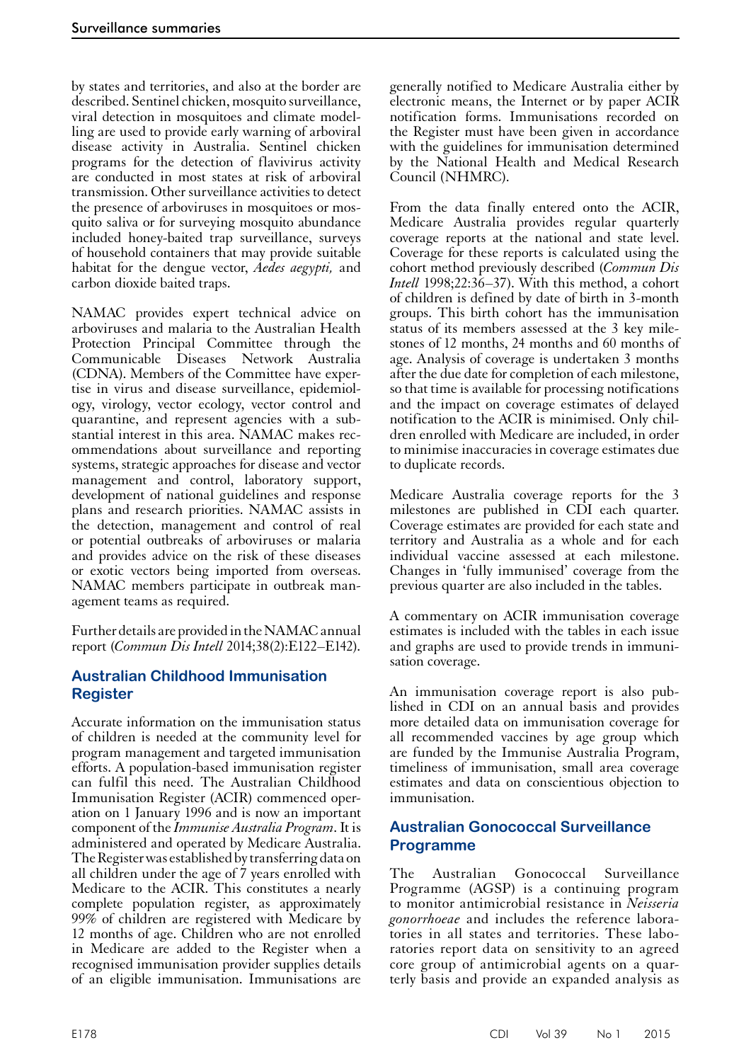by states and territories, and also at the border are described. Sentinel chicken, mosquito surveillance, viral detection in mosquitoes and climate modelling are used to provide early warning of arboviral disease activity in Australia. Sentinel chicken programs for the detection of flavivirus activity are conducted in most states at risk of arboviral transmission. Other surveillance activities to detect the presence of arboviruses in mosquitoes or mosquito saliva or for surveying mosquito abundance included honey-baited trap surveillance, surveys of household containers that may provide suitable habitat for the dengue vector, *Aedes aegypti,* and carbon dioxide baited traps.

NAMAC provides expert technical advice on arboviruses and malaria to the Australian Health Protection Principal Committee through the Communicable Diseases Network Australia (CDNA). Members of the Committee have expertise in virus and disease surveillance, epidemiology, virology, vector ecology, vector control and quarantine, and represent agencies with a substantial interest in this area. NAMAC makes recommendations about surveillance and reporting systems, strategic approaches for disease and vector management and control, laboratory support, development of national guidelines and response plans and research priorities. NAMAC assists in the detection, management and control of real or potential outbreaks of arboviruses or malaria and provides advice on the risk of these diseases or exotic vectors being imported from overseas. NAMAC members participate in outbreak management teams as required.

Further details are provided in the NAMAC annual report (*Commun Dis Intell* 2014;38(2):E122–E142).

## Australian Childhood Immunisation Register

Accurate information on the immunisation status of children is needed at the community level for program management and targeted immunisation efforts. A population-based immunisation register can fulfil this need. The Australian Childhood Immunisation Register (ACIR) commenced operation on 1 January 1996 and is now an important component of the *Immunise Australia Program*. It is administered and operated by Medicare Australia. The Register was established by transferring data on all children under the age of 7 years enrolled with Medicare to the ACIR. This constitutes a nearly complete population register, as approximately 99% of children are registered with Medicare by 12 months of age. Children who are not enrolled in Medicare are added to the Register when a recognised immunisation provider supplies details of an eligible immunisation. Immunisations are generally notified to Medicare Australia either by electronic means, the Internet or by paper ACIR notification forms. Immunisations recorded on the Register must have been given in accordance with the guidelines for immunisation determined by the National Health and Medical Research Council (NHMRC).

From the data finally entered onto the ACIR, Medicare Australia provides regular quarterly coverage reports at the national and state level. Coverage for these reports is calculated using the cohort method previously described (*Commun Dis Intell* 1998;22:36–37). With this method, a cohort of children is defined by date of birth in 3-month groups. This birth cohort has the immunisation status of its members assessed at the 3 key milestones of 12 months, 24 months and 60 months of age. Analysis of coverage is undertaken 3 months after the due date for completion of each milestone, so that time is available for processing notifications and the impact on coverage estimates of delayed notification to the ACIR is minimised. Only children enrolled with Medicare are included, in order to minimise inaccuracies in coverage estimates due to duplicate records.

Medicare Australia coverage reports for the 3 milestones are published in CDI each quarter. Coverage estimates are provided for each state and territory and Australia as a whole and for each individual vaccine assessed at each milestone. Changes in 'fully immunised' coverage from the previous quarter are also included in the tables.

A commentary on ACIR immunisation coverage estimates is included with the tables in each issue and graphs are used to provide trends in immunisation coverage.

An immunisation coverage report is also published in CDI on an annual basis and provides more detailed data on immunisation coverage for all recommended vaccines by age group which are funded by the Immunise Australia Program, timeliness of immunisation, small area coverage estimates and data on conscientious objection to immunisation.

## Australian Gonococcal Surveillance Programme

The Australian Gonococcal Surveillance Programme (AGSP) is a continuing program to monitor antimicrobial resistance in *Neisseria gonorrhoeae* and includes the reference laboratories in all states and territories. These laboratories report data on sensitivity to an agreed core group of antimicrobial agents on a quarterly basis and provide an expanded analysis as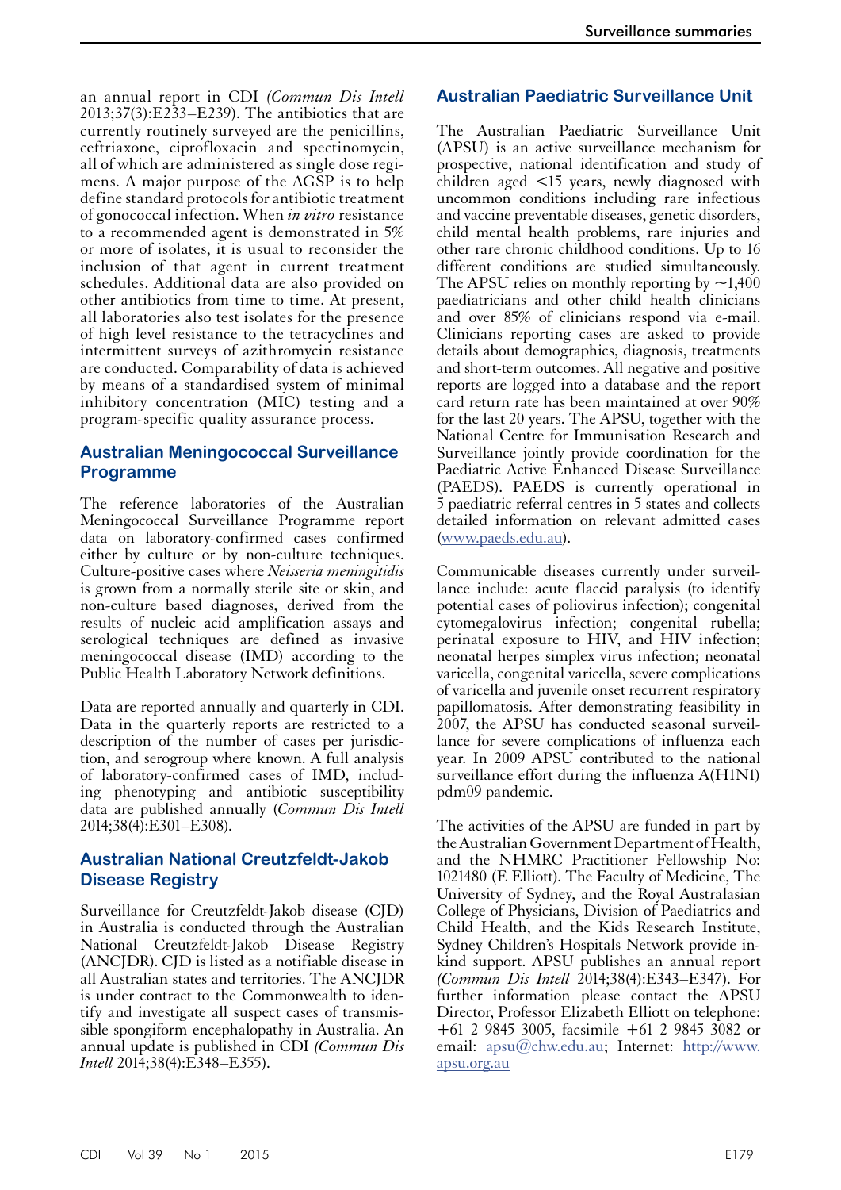an annual report in CDI *(Commun Dis Intell* 2013;37(3):E233–E239). The antibiotics that are currently routinely surveyed are the penicillins, ceftriaxone, ciprofloxacin and spectinomycin, all of which are administered as single dose regimens. A major purpose of the AGSP is to help define standard protocols for antibiotic treatment of gonococcal infection. When *in vitro* resistance to a recommended agent is demonstrated in 5% or more of isolates, it is usual to reconsider the inclusion of that agent in current treatment schedules. Additional data are also provided on other antibiotics from time to time. At present, all laboratories also test isolates for the presence of high level resistance to the tetracyclines and intermittent surveys of azithromycin resistance are conducted. Comparability of data is achieved by means of a standardised system of minimal inhibitory concentration (MIC) testing and a program-specific quality assurance process.

## Australian Meningococcal Surveillance Programme

The reference laboratories of the Australian Meningococcal Surveillance Programme report data on laboratory-confirmed cases confirmed either by culture or by non-culture techniques. Culture-positive cases where *Neisseria meningitidis* is grown from a normally sterile site or skin, and non-culture based diagnoses, derived from the results of nucleic acid amplification assays and serological techniques are defined as invasive meningococcal disease (IMD) according to the Public Health Laboratory Network definitions.

Data are reported annually and quarterly in CDI. Data in the quarterly reports are restricted to a description of the number of cases per jurisdiction, and serogroup where known. A full analysis of laboratory-confirmed cases of IMD, including phenotyping and antibiotic susceptibility data are published annually (*Commun Dis Intell* 2014;38(4):E301–E308).

## Australian National Creutzfeldt-Jakob Disease Registry

Surveillance for Creutzfeldt-Jakob disease (CJD) in Australia is conducted through the Australian National Creutzfeldt-Jakob Disease Registry (ANCJDR). CJD is listed as a notifiable disease in all Australian states and territories. The ANCJDR is under contract to the Commonwealth to identify and investigate all suspect cases of transmissible spongiform encephalopathy in Australia. An annual update is published in CDI *(Commun Dis Intell* 2014;38(4):E348–E355).

## Australian Paediatric Surveillance Unit

The Australian Paediatric Surveillance Unit (APSU) is an active surveillance mechanism for prospective, national identification and study of children aged <15 years, newly diagnosed with uncommon conditions including rare infectious and vaccine preventable diseases, genetic disorders, child mental health problems, rare injuries and other rare chronic childhood conditions. Up to 16 different conditions are studied simultaneously. The APSU relies on monthly reporting by ~1,400 paediatricians and other child health clinicians and over 85% of clinicians respond via e-mail. Clinicians reporting cases are asked to provide details about demographics, diagnosis, treatments and short-term outcomes. All negative and positive reports are logged into a database and the report card return rate has been maintained at over 90% for the last 20 years. The APSU, together with the National Centre for Immunisation Research and Surveillance jointly provide coordination for the Paediatric Active Enhanced Disease Surveillance (PAEDS). PAEDS is currently operational in 5 paediatric referral centres in 5 states and collects detailed information on relevant admitted cases (www.paeds.edu.au).

Communicable diseases currently under surveillance include: acute flaccid paralysis (to identify potential cases of poliovirus infection); congenital cytomegalovirus infection; congenital rubella; perinatal exposure to HIV, and HIV infection; neonatal herpes simplex virus infection; neonatal varicella, congenital varicella, severe complications of varicella and juvenile onset recurrent respiratory papillomatosis. After demonstrating feasibility in 2007, the APSU has conducted seasonal surveillance for severe complications of influenza each year. In 2009 APSU contributed to the national surveillance effort during the influenza A(H1N1) pdm09 pandemic.

The activities of the APSU are funded in part by the Australian Government Department of Health, and the NHMRC Practitioner Fellowship No: 1021480 (E Elliott). The Faculty of Medicine, The University of Sydney, and the Royal Australasian College of Physicians, Division of Paediatrics and Child Health, and the Kids Research Institute, Sydney Children's Hospitals Network provide in-kind support. APSU publishes an annual report *(Commun Dis Intell* 2014;38(4):E343–E347). For further information please contact the APSU Director, Professor Elizabeth Elliott on telephone: +61 2 9845 3005, facsimile +61 2 9845 3082 or email: apsu@chw.edu.au; Internet: http://www.apsu.org.au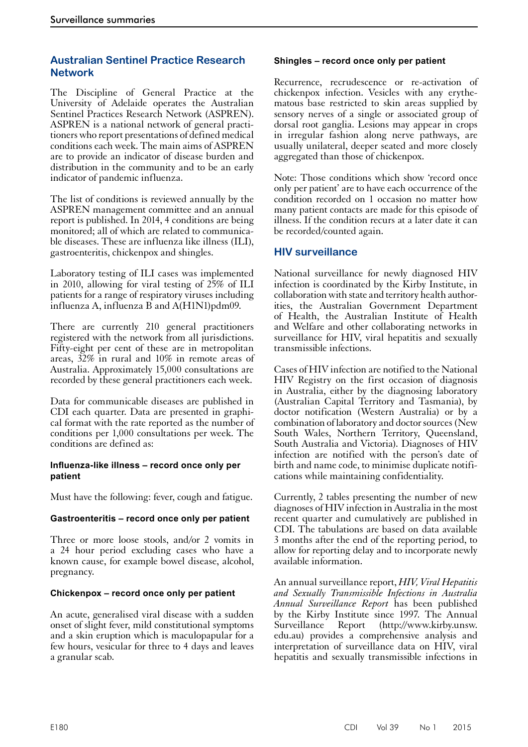## Australian Sentinel Practice Research Network

The Discipline of General Practice at the University of Adelaide operates the Australian Sentinel Practices Research Network (ASPREN). ASPREN is a national network of general practitioners who report presentations of defined medical conditions each week. The main aims of ASPREN are to provide an indicator of disease burden and distribution in the community and to be an early indicator of pandemic influenza.

The list of conditions is reviewed annually by the ASPREN management committee and an annual report is published. In 2014, 4 conditions are being monitored; all of which are related to communicable diseases. These are influenza like illness (ILI), gastroenteritis, chickenpox and shingles.

Laboratory testing of ILI cases was implemented in 2010, allowing for viral testing of 25% of ILI patients for a range of respiratory viruses including influenza A, influenza B and A(H1N1)pdm09.

There are currently 210 general practitioners registered with the network from all jurisdictions. Fifty-eight per cent of these are in metropolitan areas, 32% in rural and 10% in remote areas of Australia. Approximately 15,000 consultations are recorded by these general practitioners each week.

Data for communicable diseases are published in CDI each quarter. Data are presented in graphical format with the rate reported as the number of conditions per 1,000 consultations per week. The conditions are defined as:

#### Influenza-like illness – record once only per patient

Must have the following: fever, cough and fatigue.

#### Gastroenteritis – record once only per patient

Three or more loose stools, and/or 2 vomits in a 24 hour period excluding cases who have a known cause, for example bowel disease, alcohol, pregnancy.

#### Chickenpox – record once only per patient

An acute, generalised viral disease with a sudden onset of slight fever, mild constitutional symptoms and a skin eruption which is maculopapular for a few hours, vesicular for three to 4 days and leaves a granular scab.

#### Shingles – record once only per patient

Recurrence, recrudescence or re-activation of chickenpox infection. Vesicles with any erythematous base restricted to skin areas supplied by sensory nerves of a single or associated group of dorsal root ganglia. Lesions may appear in crops in irregular fashion along nerve pathways, are usually unilateral, deeper seated and more closely aggregated than those of chickenpox.

Note: Those conditions which show 'record once only per patient' are to have each occurrence of the condition recorded on 1 occasion no matter how many patient contacts are made for this episode of illness. If the condition recurs at a later date it can be recorded/counted again.

## HIV surveillance

National surveillance for newly diagnosed HIV infection is coordinated by the Kirby Institute, in collaboration with state and territory health authorities, the Australian Government Department of Health, the Australian Institute of Health and Welfare and other collaborating networks in surveillance for HIV, viral hepatitis and sexually transmissible infections.

Cases of HIV infection are notified to the National HIV Registry on the first occasion of diagnosis in Australia, either by the diagnosing laboratory (Australian Capital Territory and Tasmania), by doctor notification (Western Australia) or by a combination of laboratory and doctor sources (New South Wales, Northern Territory, Queensland, South Australia and Victoria). Diagnoses of HIV infection are notified with the person's date of birth and name code, to minimise duplicate notifications while maintaining confidentiality.

Currently, 2 tables presenting the number of new diagnoses of HIV infection in Australia in the most recent quarter and cumulatively are published in CDI. The tabulations are based on data available 3 months after the end of the reporting period, to allow for reporting delay and to incorporate newly available information.

An annual surveillance report, *HIV, Viral Hepatitis and Sexually Transmissible Infections in Australia Annual Surveillance Report* has been published by the Kirby Institute since 1997. The Annual Surveillance Report (http://www.kirby.unsw.edu.au) provides a comprehensive analysis and interpretation of surveillance data on HIV, viral hepatitis and sexually transmissible infections in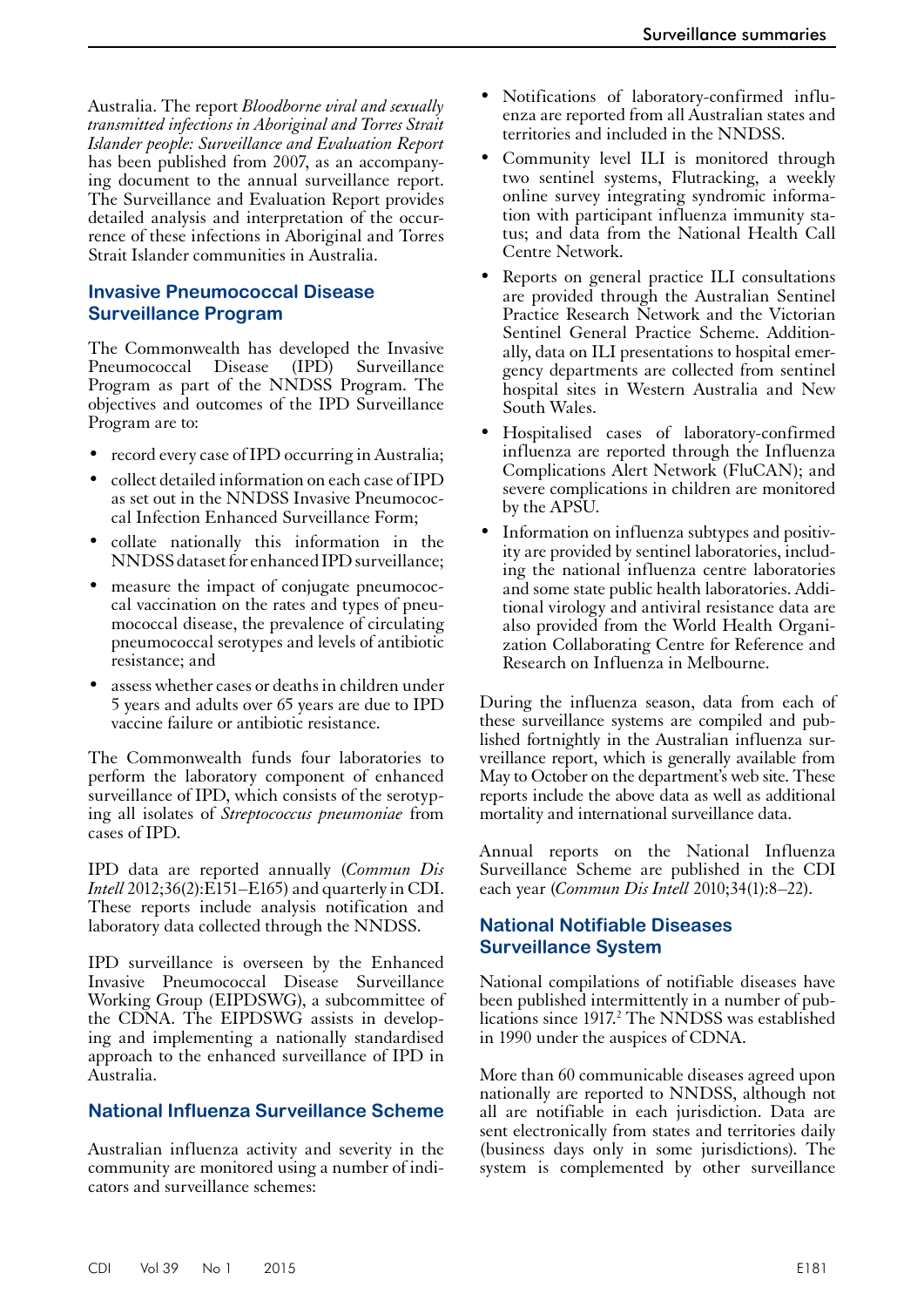Australia. The report *Bloodborne viral and sexually transmitted infections in Aboriginal and Torres Strait Islander people: Surveillance and Evaluation Report* has been published from 2007, as an accompanying document to the annual surveillance report. The Surveillance and Evaluation Report provides detailed analysis and interpretation of the occurrence of these infections in Aboriginal and Torres Strait Islander communities in Australia.

## Invasive Pneumococcal Disease Surveillance Program

The Commonwealth has developed the Invasive Pneumococcal Disease (IPD) Surveillance Program as part of the NNDSS Program. The objectives and outcomes of the IPD Surveillance Program are to:

- record every case of IPD occurring in Australia;
- collect detailed information on each case of IPD as set out in the NNDSS Invasive Pneumococcal Infection Enhanced Surveillance Form;
- collate nationally this information in the NNDSS dataset for enhanced IPD surveillance;
- measure the impact of conjugate pneumococcal vaccination on the rates and types of pneumococcal disease, the prevalence of circulating pneumococcal serotypes and levels of antibiotic resistance; and
- assess whether cases or deaths in children under 5 years and adults over 65 years are due to IPD vaccine failure or antibiotic resistance.

The Commonwealth funds four laboratories to perform the laboratory component of enhanced surveillance of IPD, which consists of the serotyping all isolates of *Streptococcus pneumoniae* from cases of IPD.

IPD data are reported annually (*Commun Dis Intell* 2012;36(2):E151–E165) and quarterly in CDI. These reports include analysis notification and laboratory data collected through the NNDSS.

IPD surveillance is overseen by the Enhanced Invasive Pneumococcal Disease Surveillance Working Group (EIPDSWG), a subcommittee of the CDNA. The EIPDSWG assists in developing and implementing a nationally standardised approach to the enhanced surveillance of IPD in Australia.

## National Influenza Surveillance Scheme

Australian influenza activity and severity in the community are monitored using a number of indicators and surveillance schemes:

- Notifications of laboratory-confirmed influenza are reported from all Australian states and territories and included in the NNDSS.
- Community level ILI is monitored through two sentinel systems, Flutracking, a weekly online survey integrating syndromic information with participant influenza immunity status; and data from the National Health Call Centre Network.
- Reports on general practice ILI consultations are provided through the Australian Sentinel Practice Research Network and the Victorian Sentinel General Practice Scheme. Additionally, data on ILI presentations to hospital emergency departments are collected from sentinel hospital sites in Western Australia and New South Wales.
- Hospitalised cases of laboratory-confirmed influenza are reported through the Influenza Complications Alert Network (FluCAN); and severe complications in children are monitored by the APSU.
- Information on influenza subtypes and positivity are provided by sentinel laboratories, including the national influenza centre laboratories and some state public health laboratories. Additional virology and antiviral resistance data are also provided from the World Health Organization Collaborating Centre for Reference and Research on Influenza in Melbourne.

During the influenza season, data from each of these surveillance systems are compiled and published fortnightly in the Australian influenza survreillance report, which is generally available from May to October on the department's web site. These reports include the above data as well as additional mortality and international surveillance data.

Annual reports on the National Influenza Surveillance Scheme are published in the CDI each year (*Commun Dis Intell* 2010;34(1):8–22).

## National Notifiable Diseases Surveillance System

National compilations of notifiable diseases have been published intermittently in a number of publications since 1917.[2] The NNDSS was established in 1990 under the auspices of CDNA.

More than 60 communicable diseases agreed upon nationally are reported to NNDSS, although not all are notifiable in each jurisdiction. Data are sent electronically from states and territories daily (business days only in some jurisdictions). The system is complemented by other surveillance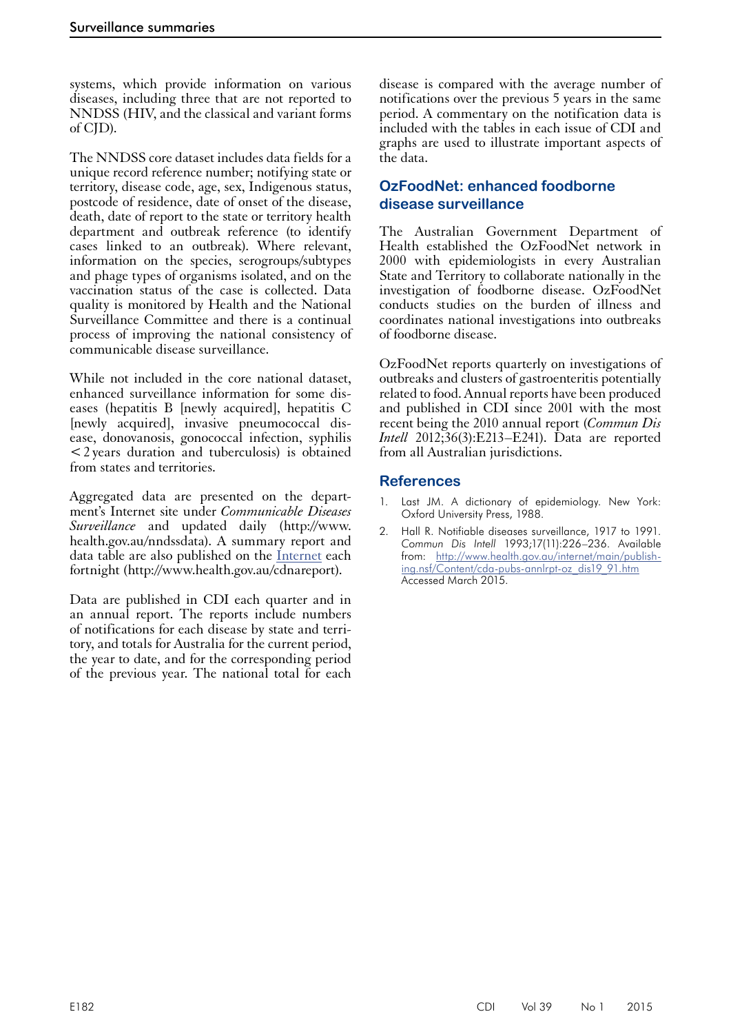systems, which provide information on various diseases, including three that are not reported to NNDSS (HIV, and the classical and variant forms of CJD).

The NNDSS core dataset includes data fields for a unique record reference number; notifying state or territory, disease code, age, sex, Indigenous status, postcode of residence, date of onset of the disease, death, date of report to the state or territory health department and outbreak reference (to identify cases linked to an outbreak). Where relevant, information on the species, serogroups/subtypes and phage types of organisms isolated, and on the vaccination status of the case is collected. Data quality is monitored by Health and the National Surveillance Committee and there is a continual process of improving the national consistency of communicable disease surveillance.

While not included in the core national dataset, enhanced surveillance information for some diseases (hepatitis B [newly acquired], hepatitis C [newly acquired], invasive pneumococcal disease, donovanosis, gonococcal infection, syphilis < 2 years duration and tuberculosis) is obtained from states and territories.

Aggregated data are presented on the department's Internet site under *Communicable Diseases Surveillance* and updated daily (http://www.health.gov.au/nndssdata). A summary report and data table are also published on the Internet each fortnight (http://www.health.gov.au/cdnareport).

Data are published in CDI each quarter and in an annual report. The reports include numbers of notifications for each disease by state and territory, and totals for Australia for the current period, the year to date, and for the corresponding period of the previous year. The national total for each disease is compared with the average number of notifications over the previous 5 years in the same period. A commentary on the notification data is included with the tables in each issue of CDI and graphs are used to illustrate important aspects of the data.

## OzFoodNet: enhanced foodborne disease surveillance

The Australian Government Department of Health established the OzFoodNet network in 2000 with epidemiologists in every Australian State and Territory to collaborate nationally in the investigation of foodborne disease. OzFoodNet conducts studies on the burden of illness and coordinates national investigations into outbreaks of foodborne disease.

OzFoodNet reports quarterly on investigations of outbreaks and clusters of gastroenteritis potentially related to food. Annual reports have been produced and published in CDI since 2001 with the most recent being the 2010 annual report (*Commun Dis Intell* 2012;36(3):E213–E241). Data are reported from all Australian jurisdictions.

## References

1. Last JM. A dictionary of epidemiology. New York: Oxford University Press, 1988.
2. Hall R. Notifiable diseases surveillance, 1917 to 1991. *Commun Dis Intell* 1993;17(11):226–236. Available from: http://www.health.gov.au/internet/main/publishing.nsf/Content/cda-pubs-annlrpt-oz_dis19_91.htm Accessed March 2015.